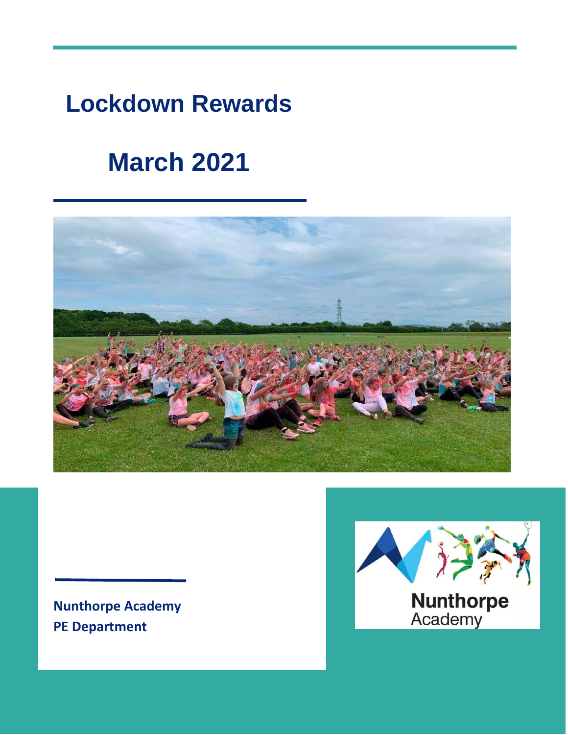# Lockdown Rewards

# March 2021

**Nunthorpe Academy**
**PE Department**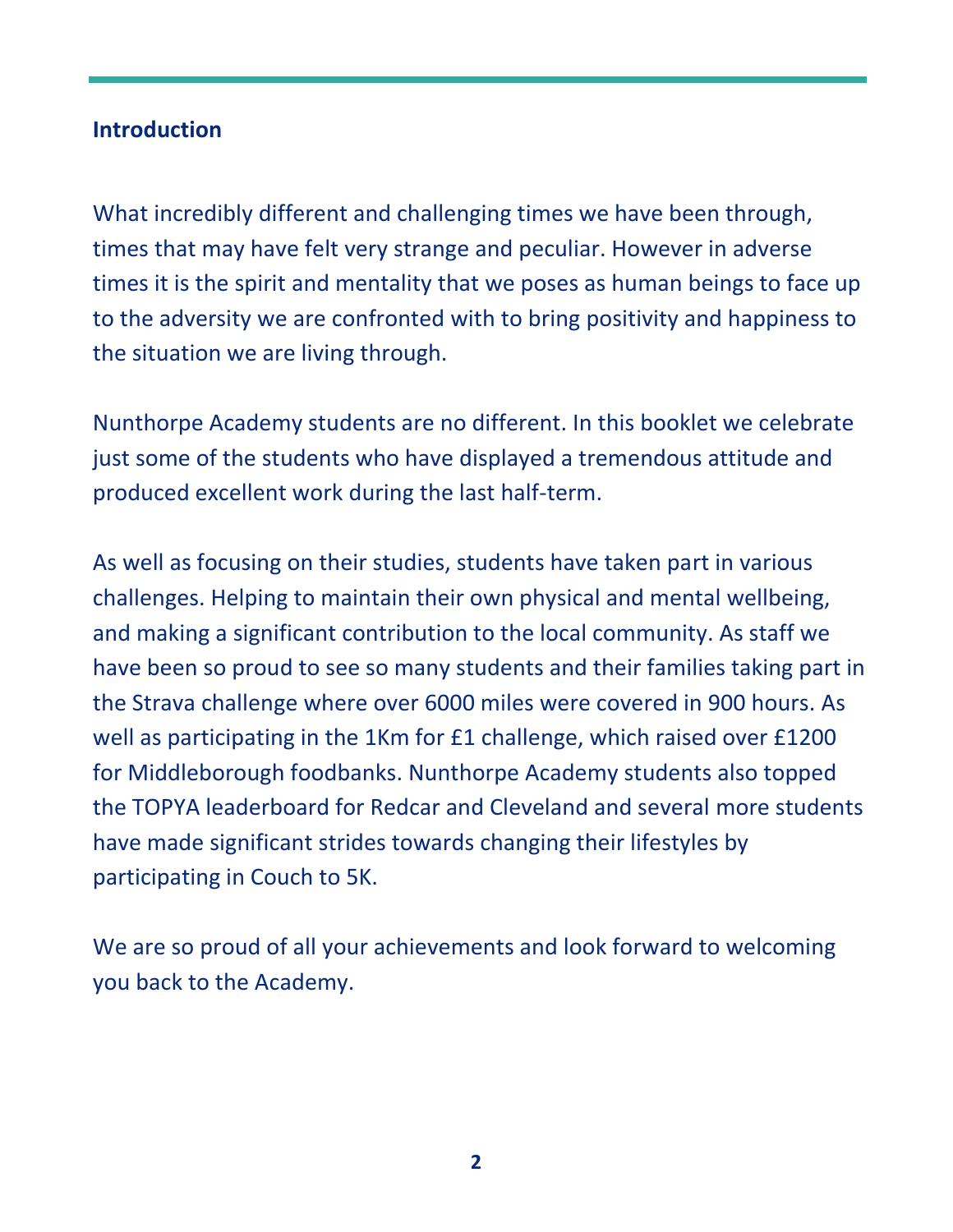## Introduction

What incredibly different and challenging times we have been through, times that may have felt very strange and peculiar. However in adverse times it is the spirit and mentality that we poses as human beings to face up to the adversity we are confronted with to bring positivity and happiness to the situation we are living through.

Nunthorpe Academy students are no different. In this booklet we celebrate just some of the students who have displayed a tremendous attitude and produced excellent work during the last half-term.

As well as focusing on their studies, students have taken part in various challenges. Helping to maintain their own physical and mental wellbeing, and making a significant contribution to the local community. As staff we have been so proud to see so many students and their families taking part in the Strava challenge where over 6000 miles were covered in 900 hours. As well as participating in the 1Km for £1 challenge, which raised over £1200 for Middleborough foodbanks. Nunthorpe Academy students also topped the TOPYA leaderboard for Redcar and Cleveland and several more students have made significant strides towards changing their lifestyles by participating in Couch to 5K.

We are so proud of all your achievements and look forward to welcoming you back to the Academy.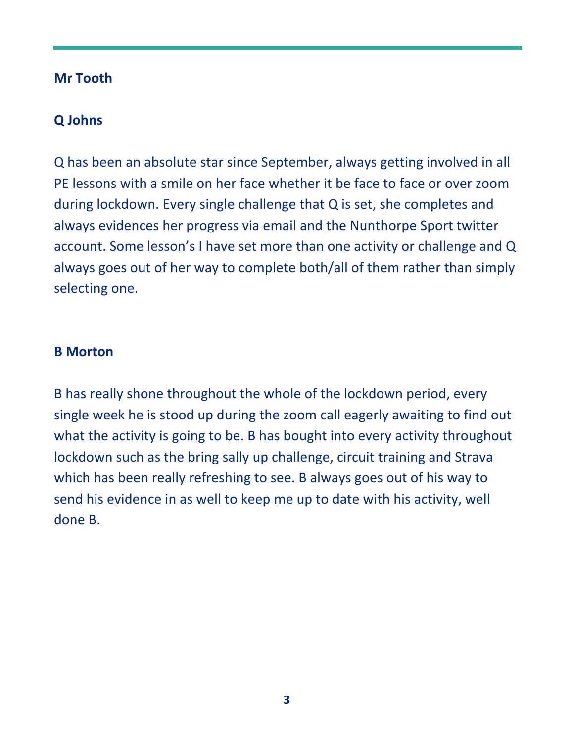**Mr Tooth**

**Q Johns**

Q has been an absolute star since September, always getting involved in all PE lessons with a smile on her face whether it be face to face or over zoom during lockdown. Every single challenge that Q is set, she completes and always evidences her progress via email and the Nunthorpe Sport twitter account. Some lesson's I have set more than one activity or challenge and Q always goes out of her way to complete both/all of them rather than simply selecting one.

**B Morton**

B has really shone throughout the whole of the lockdown period, every single week he is stood up during the zoom call eagerly awaiting to find out what the activity is going to be. B has bought into every activity throughout lockdown such as the bring sally up challenge, circuit training and Strava which has been really refreshing to see. B always goes out of his way to send his evidence in as well to keep me up to date with his activity, well done B.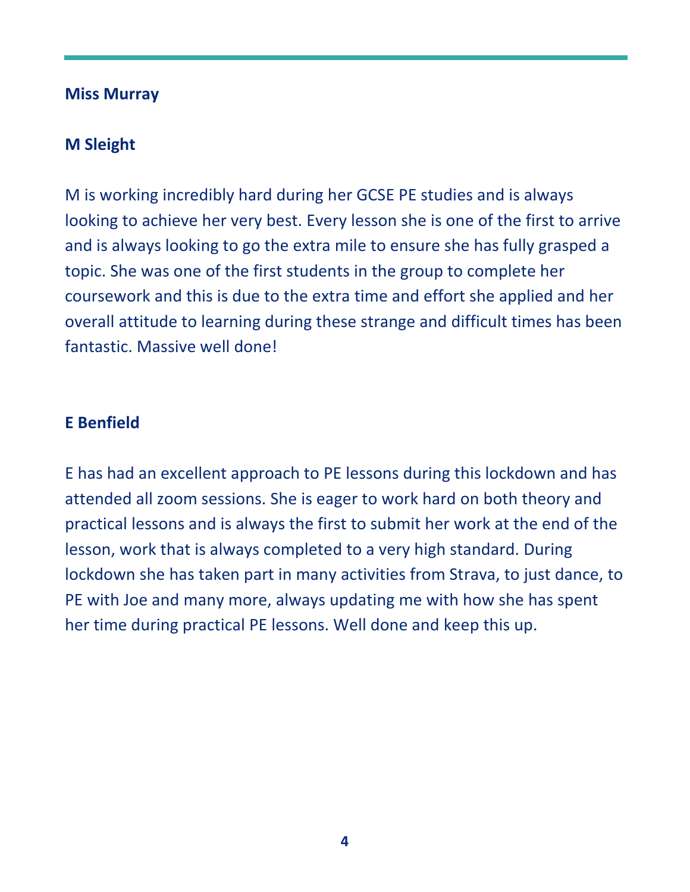## Miss Murray

### M Sleight

M is working incredibly hard during her GCSE PE studies and is always looking to achieve her very best. Every lesson she is one of the first to arrive and is always looking to go the extra mile to ensure she has fully grasped a topic. She was one of the first students in the group to complete her coursework and this is due to the extra time and effort she applied and her overall attitude to learning during these strange and difficult times has been fantastic. Massive well done!

### E Benfield

E has had an excellent approach to PE lessons during this lockdown and has attended all zoom sessions. She is eager to work hard on both theory and practical lessons and is always the first to submit her work at the end of the lesson, work that is always completed to a very high standard. During lockdown she has taken part in many activities from Strava, to just dance, to PE with Joe and many more, always updating me with how she has spent her time during practical PE lessons. Well done and keep this up.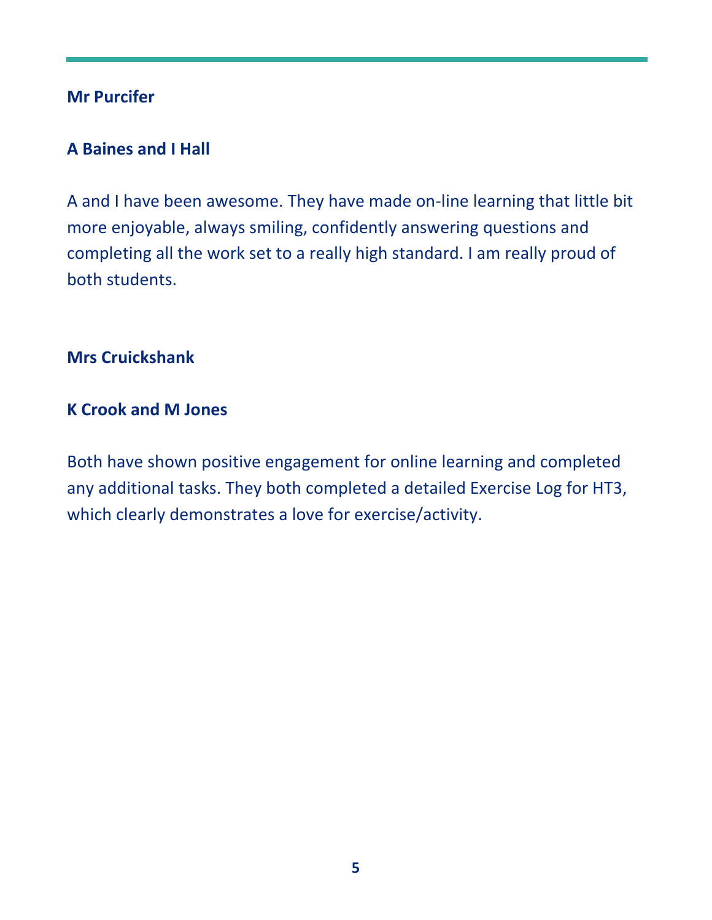**Mr Purcifer**

**A Baines and I Hall**

A and I have been awesome. They have made on-line learning that little bit more enjoyable, always smiling, confidently answering questions and completing all the work set to a really high standard. I am really proud of both students.

**Mrs Cruickshank**

**K Crook and M Jones**

Both have shown positive engagement for online learning and completed any additional tasks. They both completed a detailed Exercise Log for HT3, which clearly demonstrates a love for exercise/activity.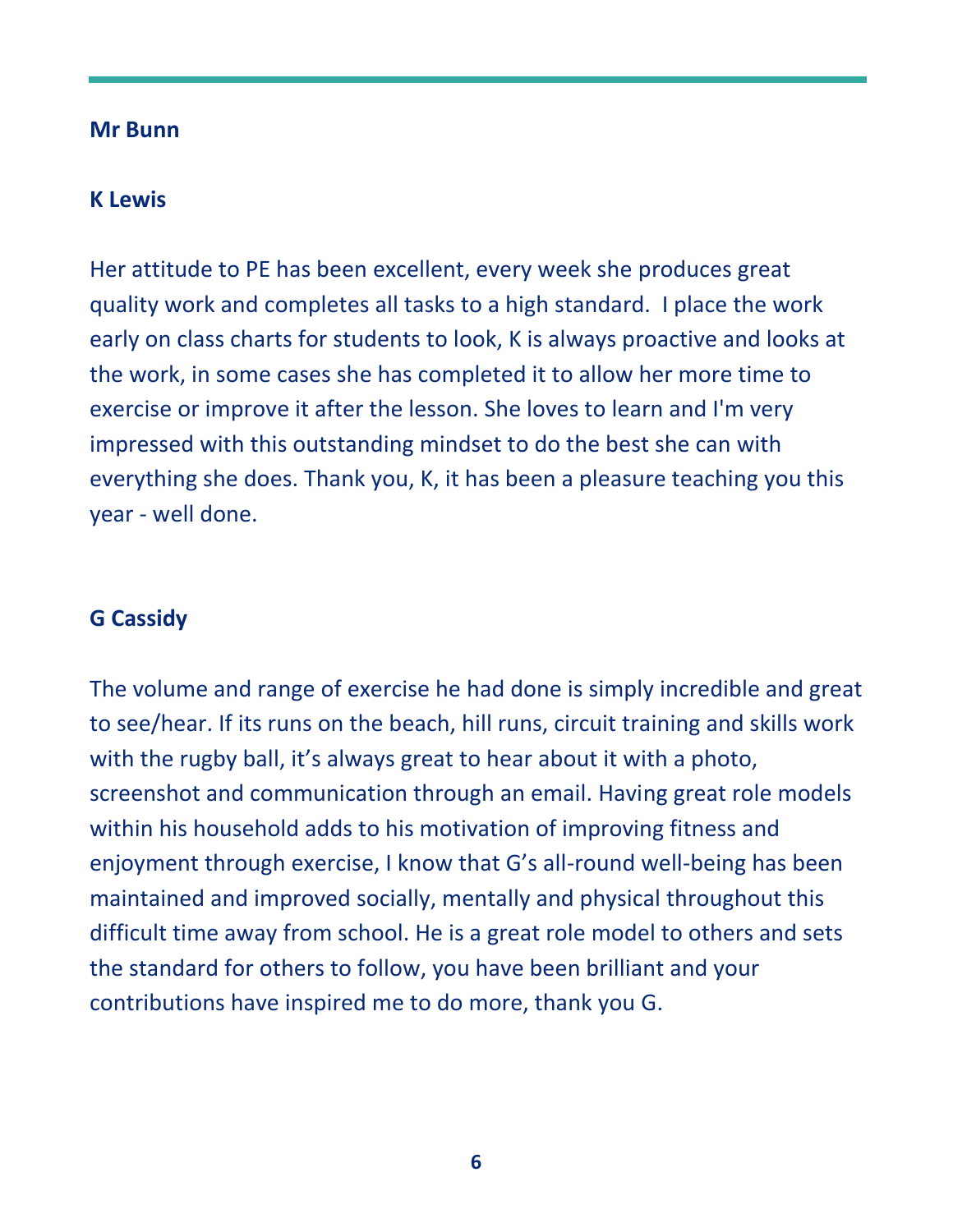**Mr Bunn**

**K Lewis**

Her attitude to PE has been excellent, every week she produces great quality work and completes all tasks to a high standard.  I place the work early on class charts for students to look, K is always proactive and looks at the work, in some cases she has completed it to allow her more time to exercise or improve it after the lesson. She loves to learn and I'm very impressed with this outstanding mindset to do the best she can with everything she does. Thank you, K, it has been a pleasure teaching you this year - well done.

**G Cassidy**

The volume and range of exercise he had done is simply incredible and great to see/hear. If its runs on the beach, hill runs, circuit training and skills work with the rugby ball, it's always great to hear about it with a photo, screenshot and communication through an email. Having great role models within his household adds to his motivation of improving fitness and enjoyment through exercise, I know that G's all-round well-being has been maintained and improved socially, mentally and physical throughout this difficult time away from school. He is a great role model to others and sets the standard for others to follow, you have been brilliant and your contributions have inspired me to do more, thank you G.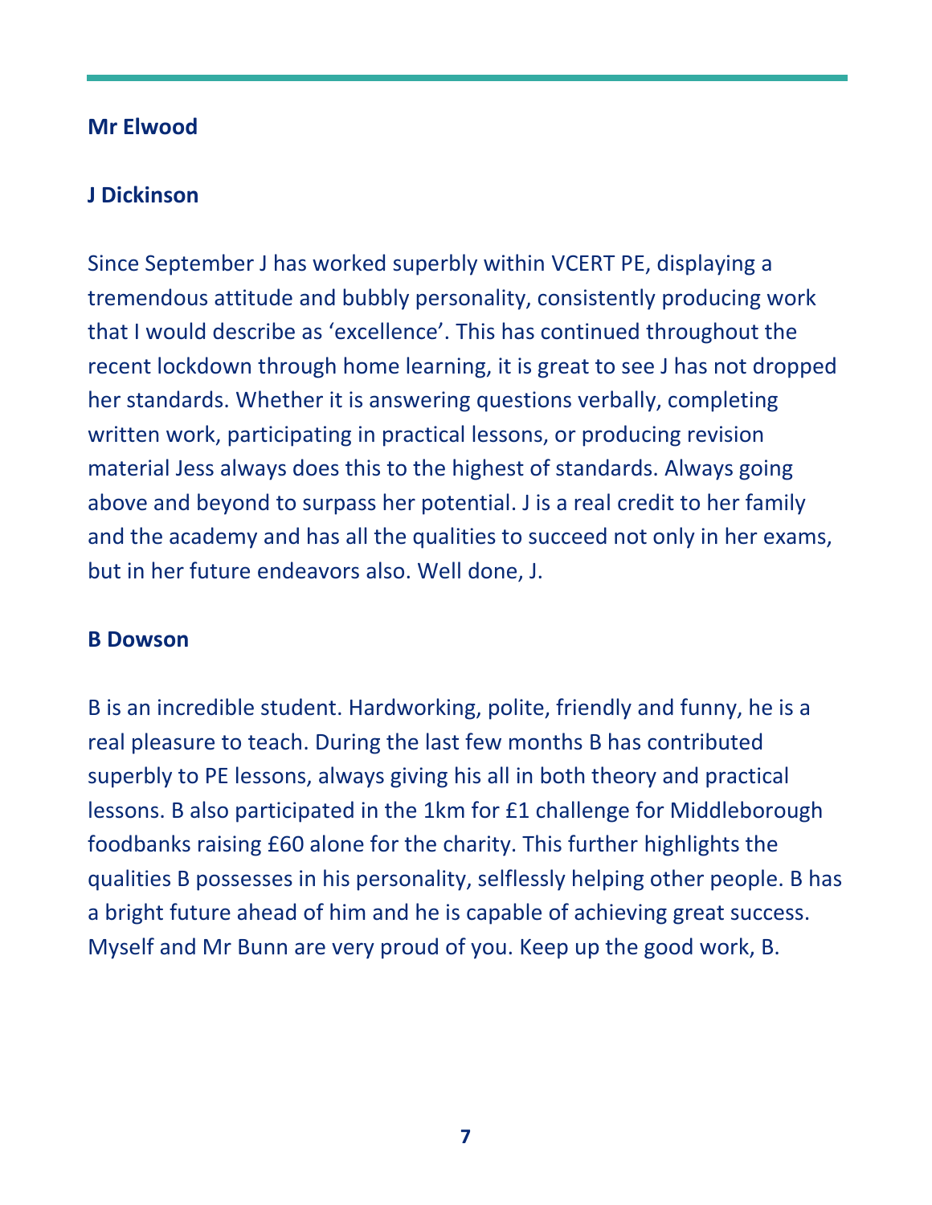**Mr Elwood**

**J Dickinson**

Since September J has worked superbly within VCERT PE, displaying a tremendous attitude and bubbly personality, consistently producing work that I would describe as 'excellence'. This has continued throughout the recent lockdown through home learning, it is great to see J has not dropped her standards. Whether it is answering questions verbally, completing written work, participating in practical lessons, or producing revision material Jess always does this to the highest of standards. Always going above and beyond to surpass her potential. J is a real credit to her family and the academy and has all the qualities to succeed not only in her exams, but in her future endeavors also. Well done, J.

**B Dowson**

B is an incredible student. Hardworking, polite, friendly and funny, he is a real pleasure to teach. During the last few months B has contributed superbly to PE lessons, always giving his all in both theory and practical lessons. B also participated in the 1km for £1 challenge for Middleborough foodbanks raising £60 alone for the charity. This further highlights the qualities B possesses in his personality, selflessly helping other people. B has a bright future ahead of him and he is capable of achieving great success. Myself and Mr Bunn are very proud of you. Keep up the good work, B.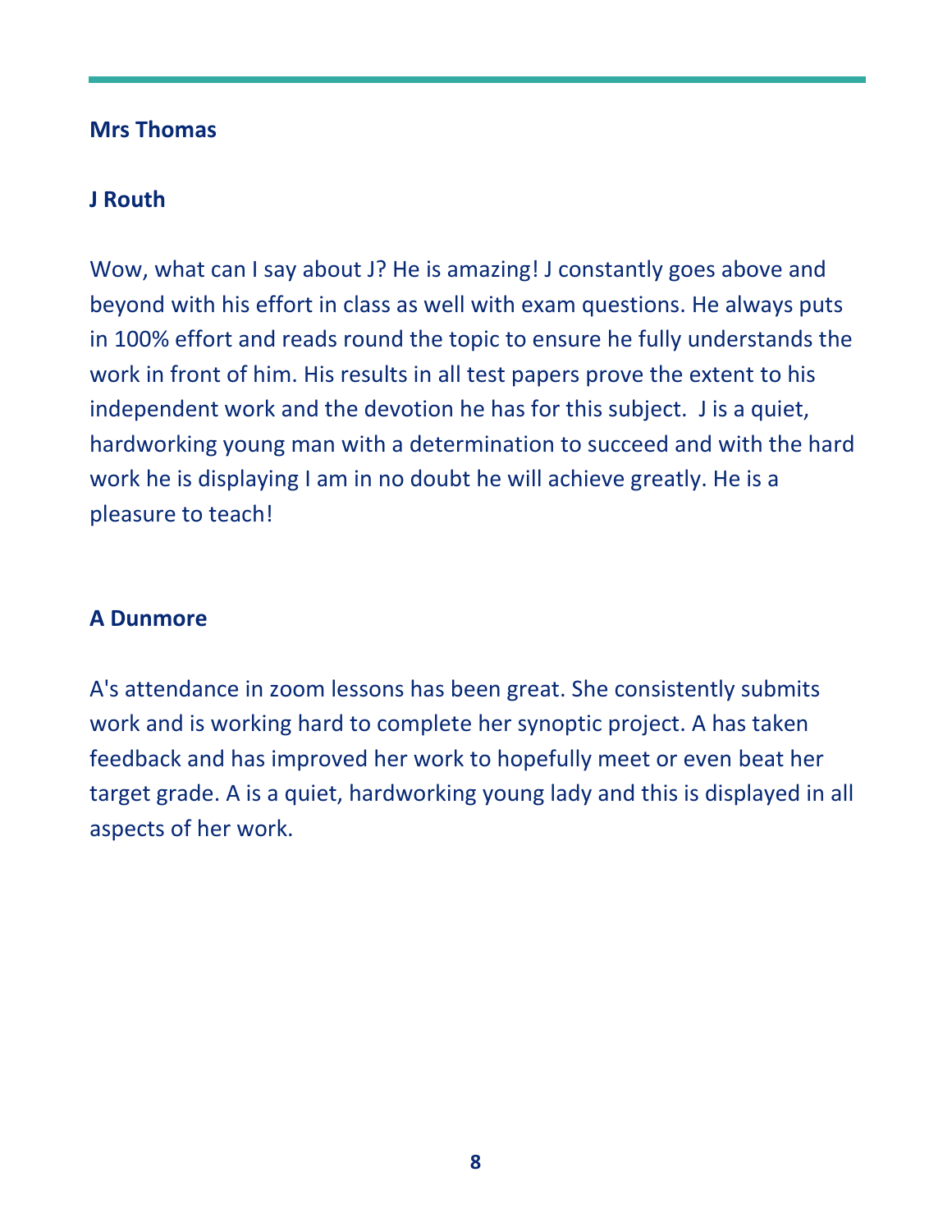**Mrs Thomas**

**J Routh**

Wow, what can I say about J? He is amazing! J constantly goes above and beyond with his effort in class as well with exam questions. He always puts in 100% effort and reads round the topic to ensure he fully understands the work in front of him. His results in all test papers prove the extent to his independent work and the devotion he has for this subject. J is a quiet, hardworking young man with a determination to succeed and with the hard work he is displaying I am in no doubt he will achieve greatly. He is a pleasure to teach!

**A Dunmore**

A's attendance in zoom lessons has been great. She consistently submits work and is working hard to complete her synoptic project. A has taken feedback and has improved her work to hopefully meet or even beat her target grade. A is a quiet, hardworking young lady and this is displayed in all aspects of her work.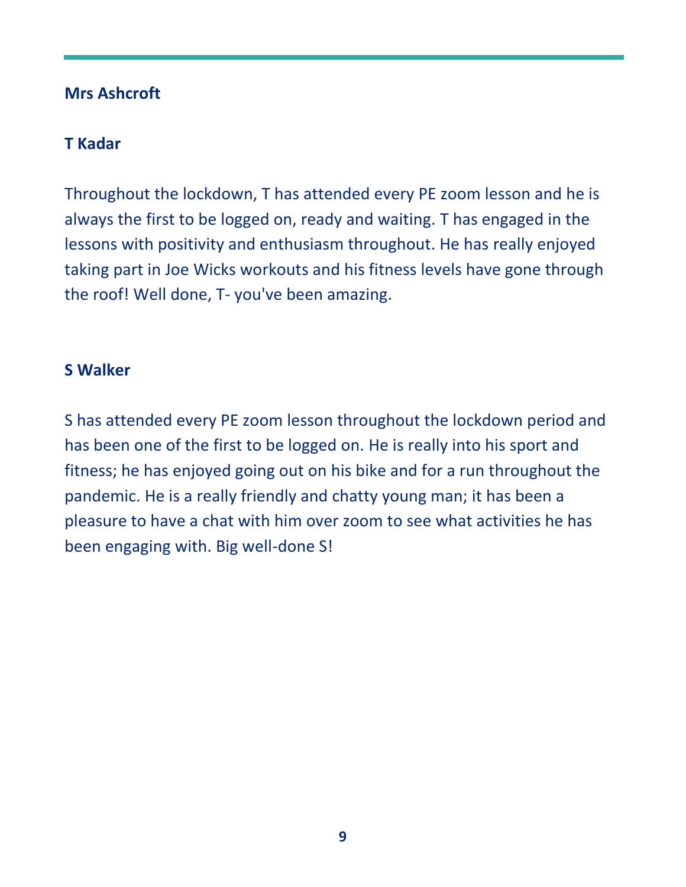**Mrs Ashcroft**

**T Kadar**

Throughout the lockdown, T has attended every PE zoom lesson and he is always the first to be logged on, ready and waiting. T has engaged in the lessons with positivity and enthusiasm throughout. He has really enjoyed taking part in Joe Wicks workouts and his fitness levels have gone through the roof! Well done, T- you've been amazing.

**S Walker**

S has attended every PE zoom lesson throughout the lockdown period and has been one of the first to be logged on. He is really into his sport and fitness; he has enjoyed going out on his bike and for a run throughout the pandemic. He is a really friendly and chatty young man; it has been a pleasure to have a chat with him over zoom to see what activities he has been engaging with. Big well-done S!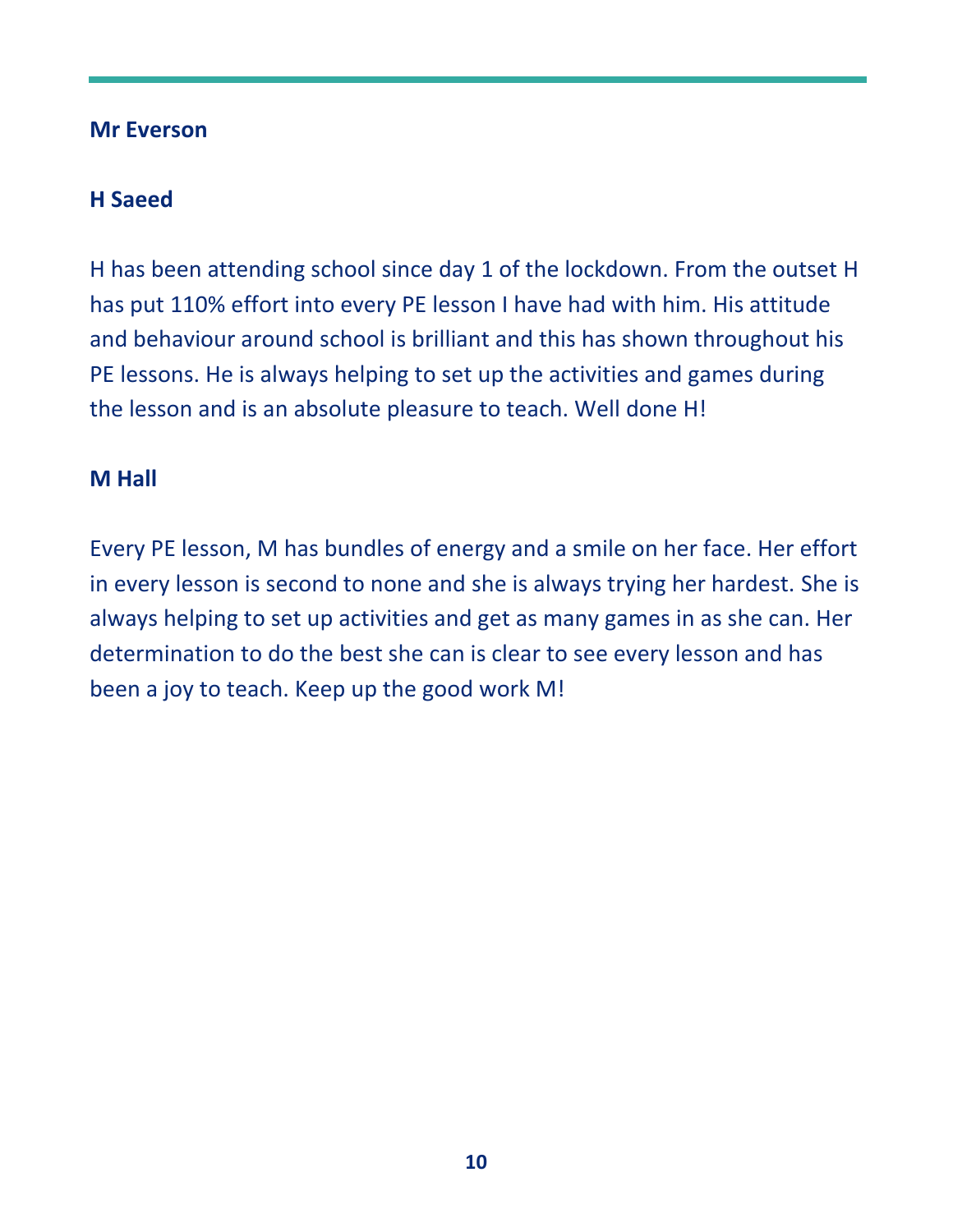**Mr Everson**

**H Saeed**

H has been attending school since day 1 of the lockdown. From the outset H has put 110% effort into every PE lesson I have had with him. His attitude and behaviour around school is brilliant and this has shown throughout his PE lessons. He is always helping to set up the activities and games during the lesson and is an absolute pleasure to teach. Well done H!

**M Hall**

Every PE lesson, M has bundles of energy and a smile on her face. Her effort in every lesson is second to none and she is always trying her hardest. She is always helping to set up activities and get as many games in as she can. Her determination to do the best she can is clear to see every lesson and has been a joy to teach. Keep up the good work M!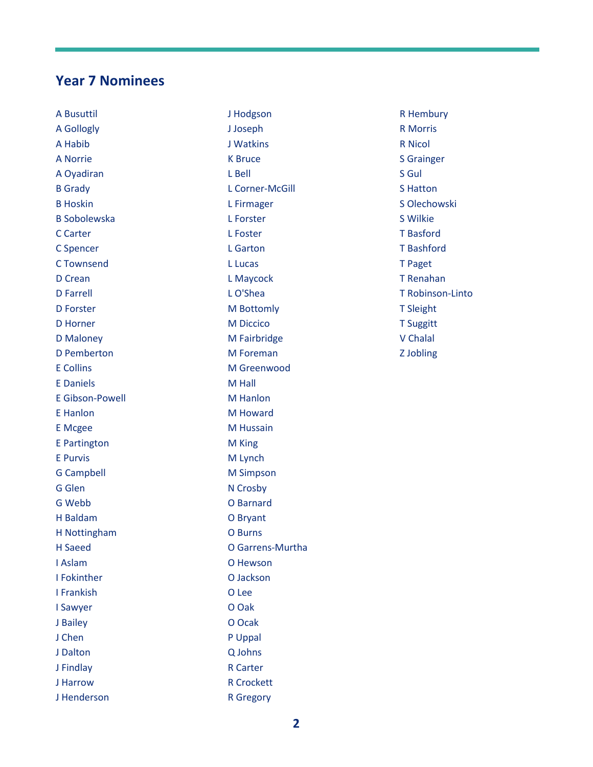## Year 7 Nominees

A Busuttil
A Gollogly
A Habib
A Norrie
A Oyadiran
B Grady
B Hoskin
B Sobolewska
C Carter
C Spencer
C Townsend
D Crean
D Farrell
D Forster
D Horner
D Maloney
D Pemberton
E Collins
E Daniels
E Gibson-Powell
E Hanlon
E Mcgee
E Partington
E Purvis
G Campbell
G Glen
G Webb
H Baldam
H Nottingham
H Saeed
I Aslam
I Fokinther
I Frankish
I Sawyer
J Bailey
J Chen
J Dalton
J Findlay
J Harrow
J Henderson
J Hodgson
J Joseph
J Watkins
K Bruce
L Bell
L Corner-McGill
L Firmager
L Forster
L Foster
L Garton
L Lucas
L Maycock
L O'Shea
M Bottomly
M Diccico
M Fairbridge
M Foreman
M Greenwood
M Hall
M Hanlon
M Howard
M Hussain
M King
M Lynch
M Simpson
N Crosby
O Barnard
O Bryant
O Burns
O Garrens-Murtha
O Hewson
O Jackson
O Lee
O Oak
O Ocak
P Uppal
Q Johns
R Carter
R Crockett
R Gregory
R Hembury
R Morris
R Nicol
S Grainger
S Gul
S Hatton
S Olechowski
S Wilkie
T Basford
T Bashford
T Paget
T Renahan
T Robinson-Linto
T Sleight
T Suggitt
V Chalal
Z Jobling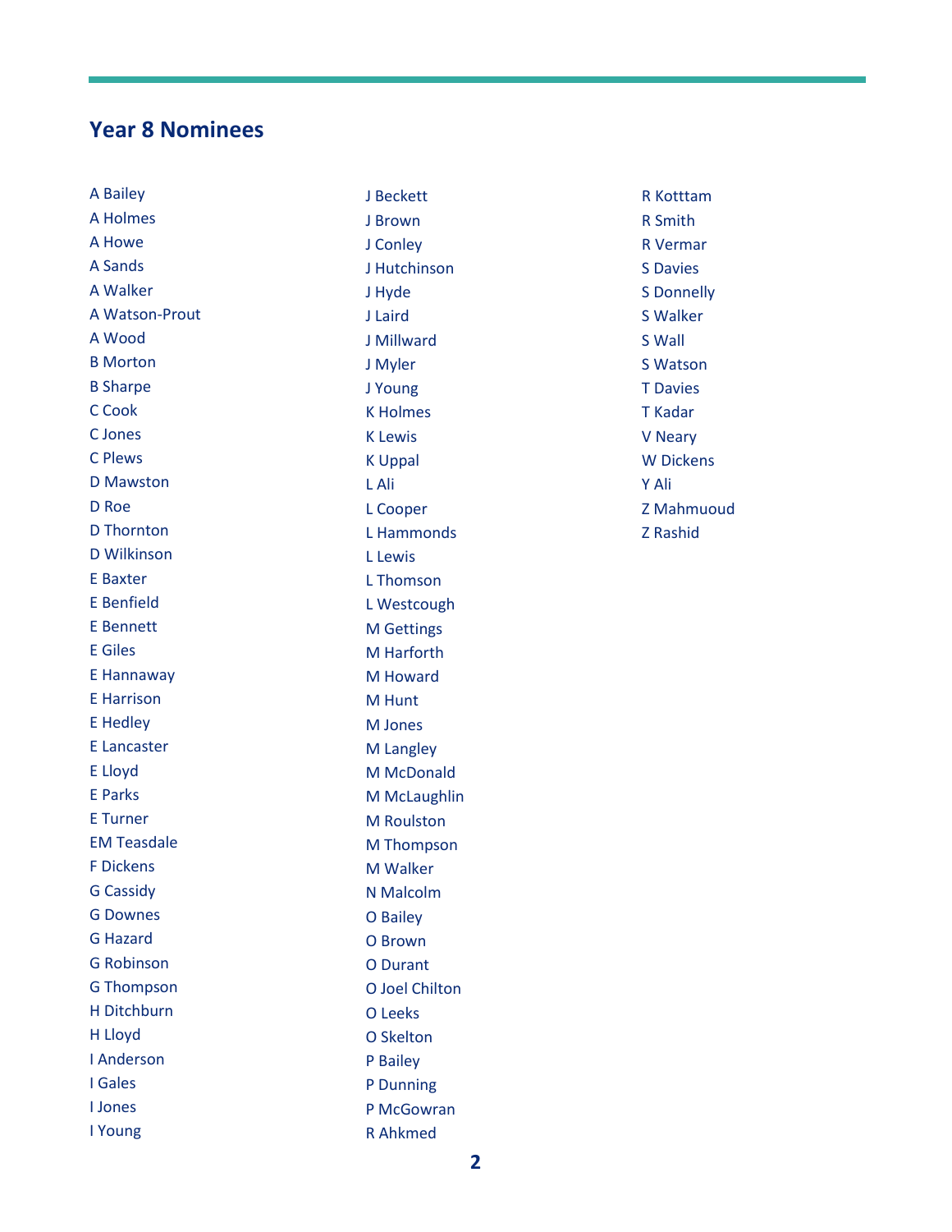## Year 8 Nominees

A Bailey
A Holmes
A Howe
A Sands
A Walker
A Watson-Prout
A Wood
B Morton
B Sharpe
C Cook
C Jones
C Plews
D Mawston
D Roe
D Thornton
D Wilkinson
E Baxter
E Benfield
E Bennett
E Giles
E Hannaway
E Harrison
E Hedley
E Lancaster
E Lloyd
E Parks
E Turner
EM Teasdale
F Dickens
G Cassidy
G Downes
G Hazard
G Robinson
G Thompson
H Ditchburn
H Lloyd
I Anderson
I Gales
I Jones
I Young
J Beckett
J Brown
J Conley
J Hutchinson
J Hyde
J Laird
J Millward
J Myler
J Young
K Holmes
K Lewis
K Uppal
L Ali
L Cooper
L Hammonds
L Lewis
L Thomson
L Westcough
M Gettings
M Harforth
M Howard
M Hunt
M Jones
M Langley
M McDonald
M McLaughlin
M Roulston
M Thompson
M Walker
N Malcolm
O Bailey
O Brown
O Durant
O Joel Chilton
O Leeks
O Skelton
P Bailey
P Dunning
P McGowran
R Ahkmed
R Kotttam
R Smith
R Vermar
S Davies
S Donnelly
S Walker
S Wall
S Watson
T Davies
T Kadar
V Neary
W Dickens
Y Ali
Z Mahmuoud
Z Rashid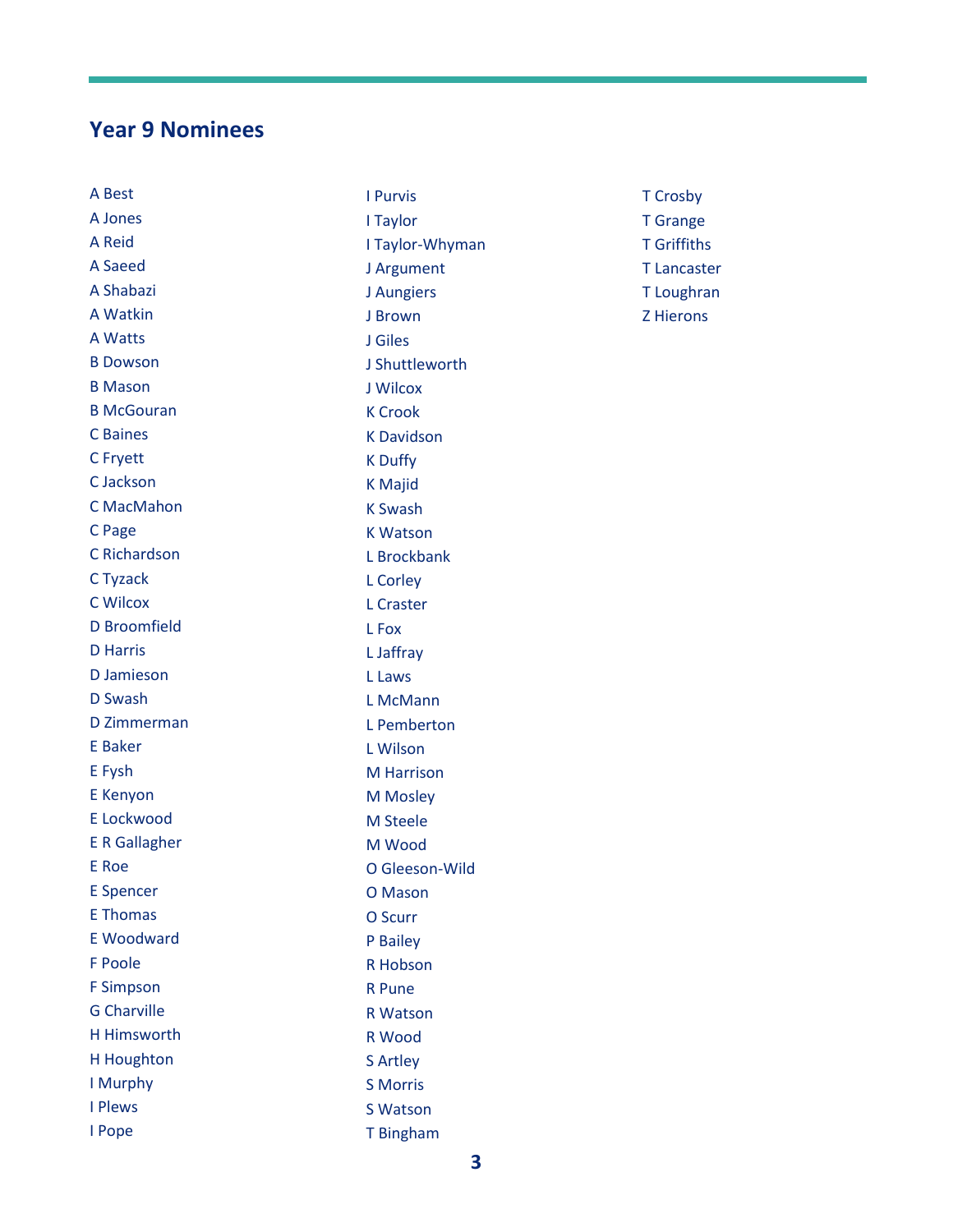## Year 9 Nominees

A Best
A Jones
A Reid
A Saeed
A Shabazi
A Watkin
A Watts
B Dowson
B Mason
B McGouran
C Baines
C Fryett
C Jackson
C MacMahon
C Page
C Richardson
C Tyzack
C Wilcox
D Broomfield
D Harris
D Jamieson
D Swash
D Zimmerman
E Baker
E Fysh
E Kenyon
E Lockwood
E R Gallagher
E Roe
E Spencer
E Thomas
E Woodward
F Poole
F Simpson
G Charville
H Himsworth
H Houghton
I Murphy
I Plews
I Pope
I Purvis
I Taylor
I Taylor-Whyman
J Argument
J Aungiers
J Brown
J Giles
J Shuttleworth
J Wilcox
K Crook
K Davidson
K Duffy
K Majid
K Swash
K Watson
L Brockbank
L Corley
L Craster
L Fox
L Jaffray
L Laws
L McMann
L Pemberton
L Wilson
M Harrison
M Mosley
M Steele
M Wood
O Gleeson-Wild
O Mason
O Scurr
P Bailey
R Hobson
R Pune
R Watson
R Wood
S Artley
S Morris
S Watson
T Bingham
T Crosby
T Grange
T Griffiths
T Lancaster
T Loughran
Z Hierons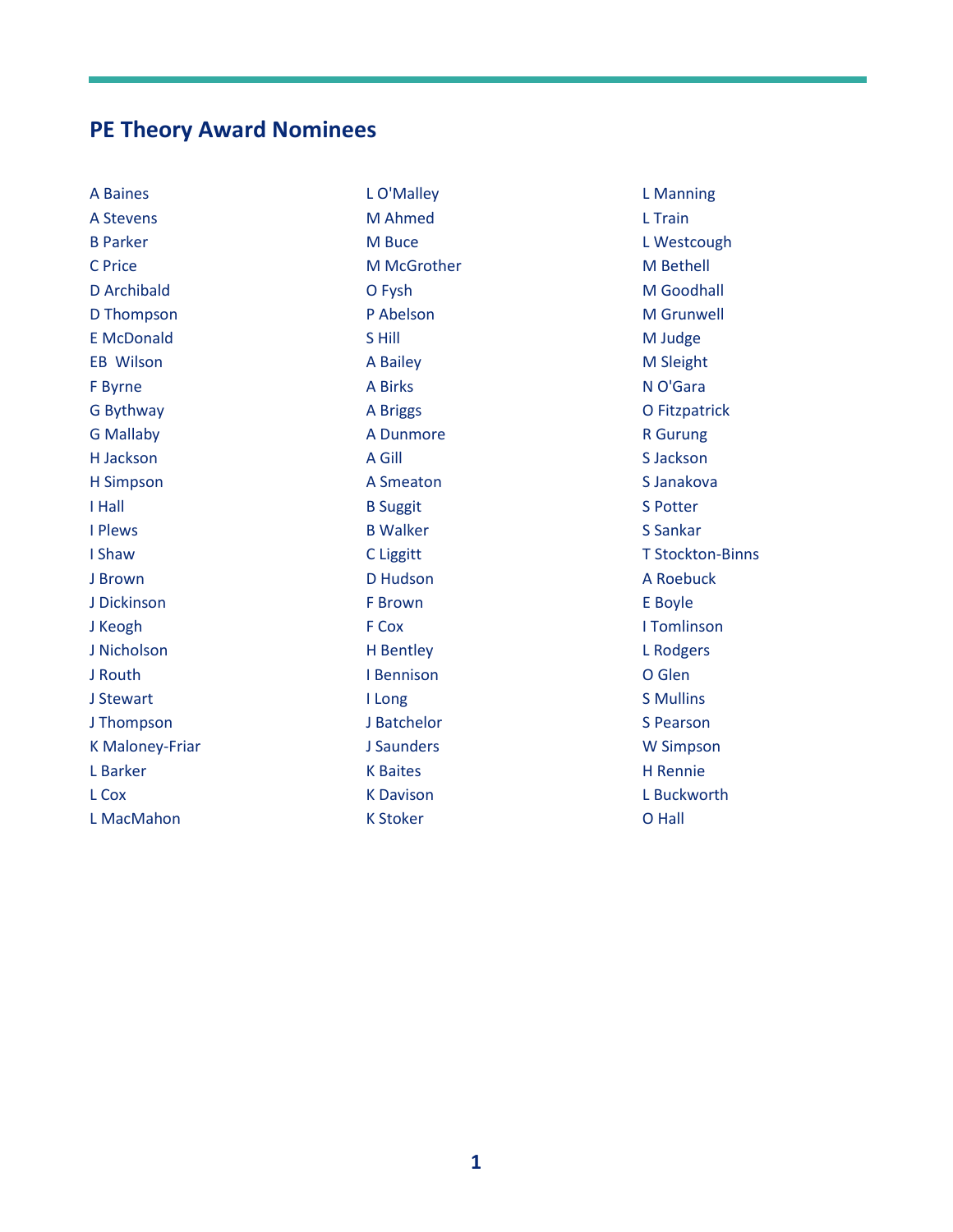## PE Theory Award Nominees

A Baines
A Stevens
B Parker
C Price
D Archibald
D Thompson
E McDonald
EB Wilson
F Byrne
G Bythway
G Mallaby
H Jackson
H Simpson
I Hall
I Plews
I Shaw
J Brown
J Dickinson
J Keogh
J Nicholson
J Routh
J Stewart
J Thompson
K Maloney-Friar
L Barker
L Cox
L MacMahon
L O'Malley
M Ahmed
M Buce
M McGrother
O Fysh
P Abelson
S Hill
A Bailey
A Birks
A Briggs
A Dunmore
A Gill
A Smeaton
B Suggit
B Walker
C Liggitt
D Hudson
F Brown
F Cox
H Bentley
I Bennison
I Long
J Batchelor
J Saunders
K Baites
K Davison
K Stoker
L Manning
L Train
L Westcough
M Bethell
M Goodhall
M Grunwell
M Judge
M Sleight
N O'Gara
O Fitzpatrick
R Gurung
S Jackson
S Janakova
S Potter
S Sankar
T Stockton-Binns
A Roebuck
E Boyle
I Tomlinson
L Rodgers
O Glen
S Mullins
S Pearson
W Simpson
H Rennie
L Buckworth
O Hall